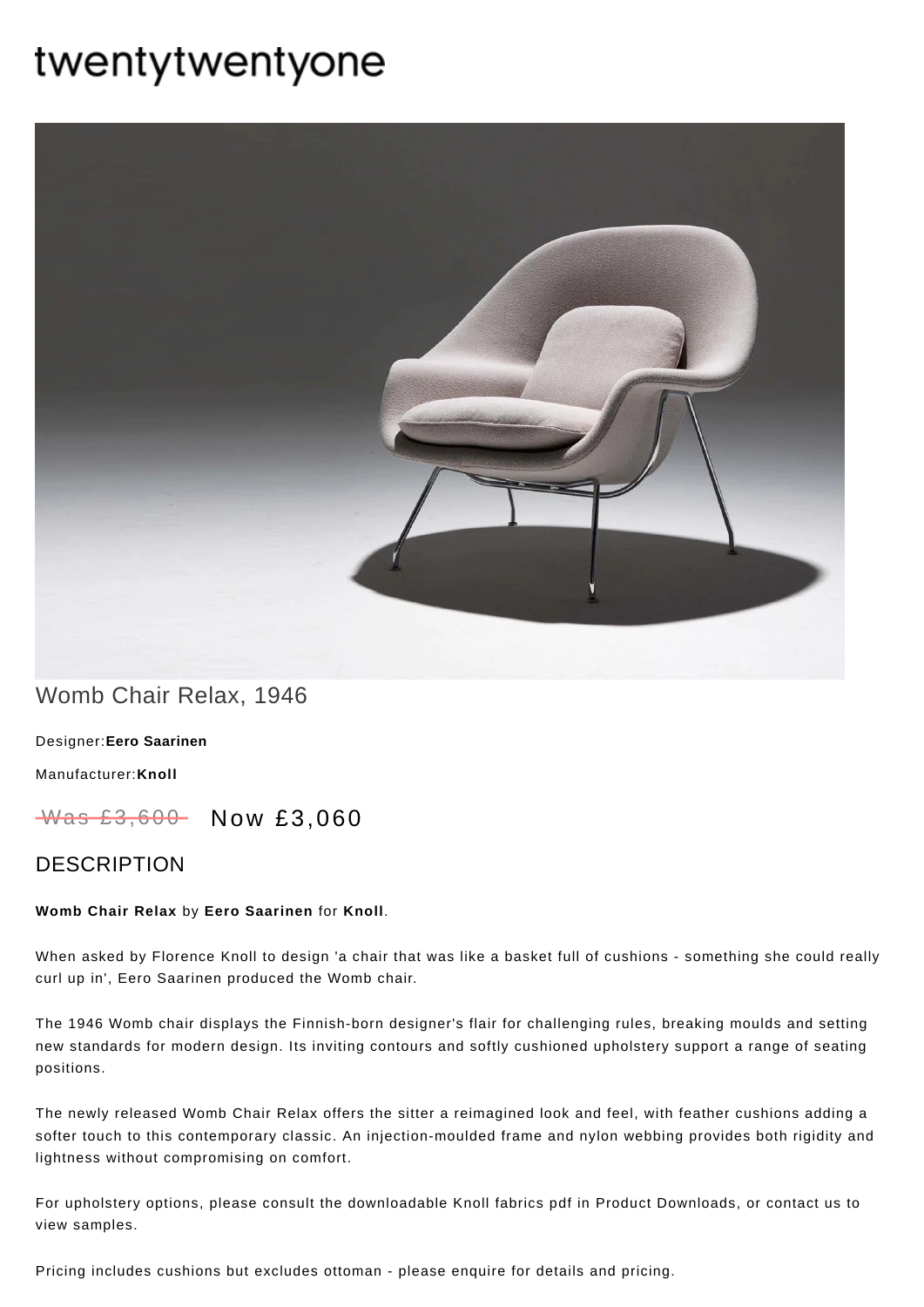# twentytwentyone

## Womb Chair Relax, 1946

Designer:**Eero Saarinen**

Manufacturer:**Knoll**

~~Was £3,600~~ Now £3,060

## DESCRIPTION

**Womb Chair Relax** by **Eero Saarinen** for **Knoll**.

When asked by Florence Knoll to design 'a chair that was like a basket full of cushions - something she could really curl up in', Eero Saarinen produced the Womb chair.

The 1946 Womb chair displays the Finnish-born designer's flair for challenging rules, breaking moulds and setting new standards for modern design. Its inviting contours and softly cushioned upholstery support a range of seating positions.

The newly released Womb Chair Relax offers the sitter a reimagined look and feel, with feather cushions adding a softer touch to this contemporary classic. An injection-moulded frame and nylon webbing provides both rigidity and lightness without compromising on comfort.

For upholstery options, please consult the downloadable Knoll fabrics pdf in Product Downloads, or contact us to view samples.

Pricing includes cushions but excludes ottoman - please enquire for details and pricing.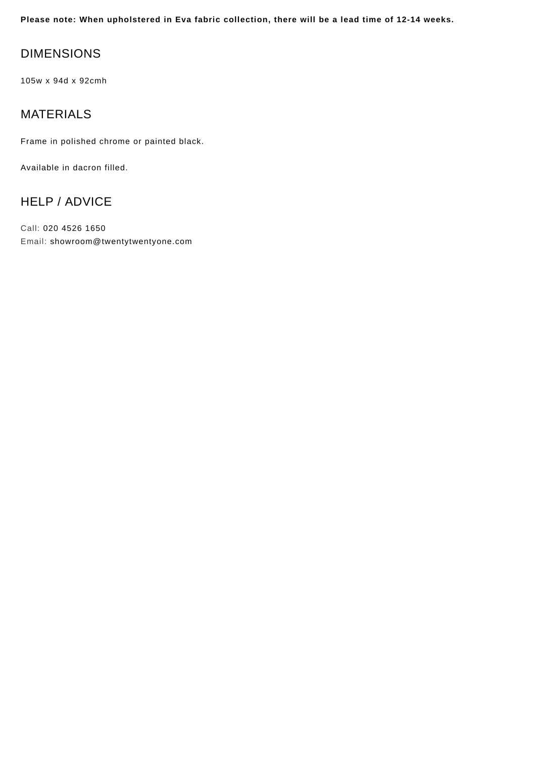**Please note: When upholstered in Eva fabric collection, there will be a lead time of 12-14 weeks.**

## DIMENSIONS

105w x 94d x 92cmh

## MATERIALS

Frame in polished chrome or painted black.

Available in dacron filled.

## HELP / ADVICE

Call: 020 4526 1650
Email: showroom@twentytwentyone.com